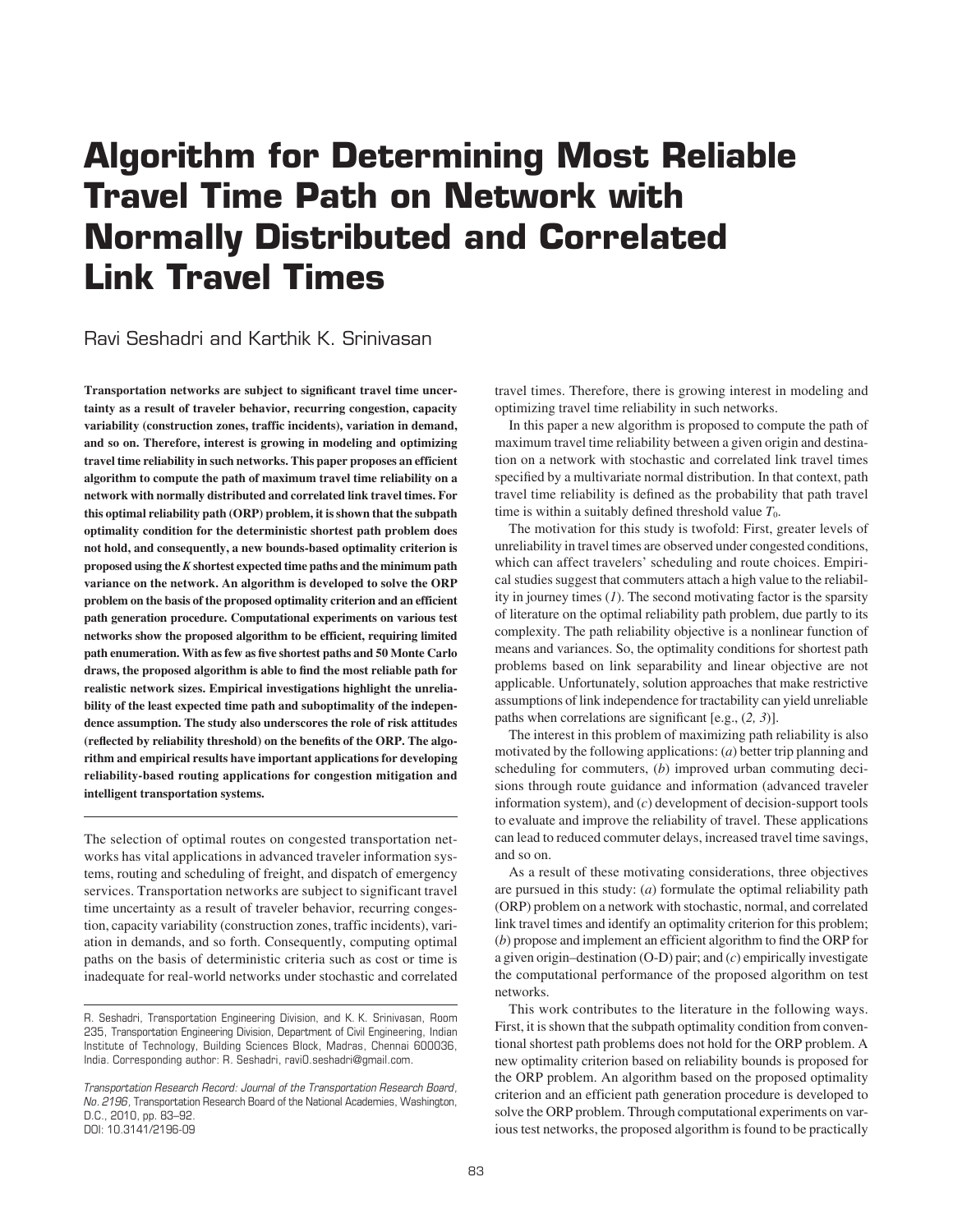# Algorithm for Determining Most Reliable Travel Time Path on Network with Normally Distributed and Correlated Link Travel Times

Ravi Seshadri and Karthik K. Srinivasan

**Transportation networks are subject to significant travel time uncertainty as a result of traveler behavior, recurring congestion, capacity variability (construction zones, traffic incidents), variation in demand, and so on. Therefore, interest is growing in modeling and optimizing travel time reliability in such networks. This paper proposes an efficient algorithm to compute the path of maximum travel time reliability on a network with normally distributed and correlated link travel times. For this optimal reliability path (ORP) problem, it is shown that the subpath optimality condition for the deterministic shortest path problem does not hold, and consequently, a new bounds-based optimality criterion is proposed using the *K* shortest expected time paths and the minimum path variance on the network. An algorithm is developed to solve the ORP problem on the basis of the proposed optimality criterion and an efficient path generation procedure. Computational experiments on various test networks show the proposed algorithm to be efficient, requiring limited path enumeration. With as few as five shortest paths and 50 Monte Carlo draws, the proposed algorithm is able to find the most reliable path for realistic network sizes. Empirical investigations highlight the unreliability of the least expected time path and suboptimality of the independence assumption. The study also underscores the role of risk attitudes (reflected by reliability threshold) on the benefits of the ORP. The algorithm and empirical results have important applications for developing reliability-based routing applications for congestion mitigation and intelligent transportation systems.**

---

The selection of optimal routes on congested transportation networks has vital applications in advanced traveler information systems, routing and scheduling of freight, and dispatch of emergency services. Transportation networks are subject to significant travel time uncertainty as a result of traveler behavior, recurring congestion, capacity variability (construction zones, traffic incidents), variation in demands, and so forth. Consequently, computing optimal paths on the basis of deterministic criteria such as cost or time is inadequate for real-world networks under stochastic and correlated travel times. Therefore, there is growing interest in modeling and optimizing travel time reliability in such networks.

In this paper a new algorithm is proposed to compute the path of maximum travel time reliability between a given origin and destination on a network with stochastic and correlated link travel times specified by a multivariate normal distribution. In that context, path travel time reliability is defined as the probability that path travel time is within a suitably defined threshold value $T_0$.

The motivation for this study is twofold: First, greater levels of unreliability in travel times are observed under congested conditions, which can affect travelers' scheduling and route choices. Empirical studies suggest that commuters attach a high value to the reliability in journey times (*1*). The second motivating factor is the sparsity of literature on the optimal reliability path problem, due partly to its complexity. The path reliability objective is a nonlinear function of means and variances. So, the optimality conditions for shortest path problems based on link separability and linear objective are not applicable. Unfortunately, solution approaches that make restrictive assumptions of link independence for tractability can yield unreliable paths when correlations are significant [e.g., (*2, 3*)].

The interest in this problem of maximizing path reliability is also motivated by the following applications: (*a*) better trip planning and scheduling for commuters, (*b*) improved urban commuting decisions through route guidance and information (advanced traveler information system), and (*c*) development of decision-support tools to evaluate and improve the reliability of travel. These applications can lead to reduced commuter delays, increased travel time savings, and so on.

As a result of these motivating considerations, three objectives are pursued in this study: (*a*) formulate the optimal reliability path (ORP) problem on a network with stochastic, normal, and correlated link travel times and identify an optimality criterion for this problem; (*b*) propose and implement an efficient algorithm to find the ORP for a given origin–destination (O-D) pair; and (*c*) empirically investigate the computational performance of the proposed algorithm on test networks.

This work contributes to the literature in the following ways. First, it is shown that the subpath optimality condition from conventional shortest path problems does not hold for the ORP problem. A new optimality criterion based on reliability bounds is proposed for the ORP problem. An algorithm based on the proposed optimality criterion and an efficient path generation procedure is developed to solve the ORP problem. Through computational experiments on various test networks, the proposed algorithm is found to be practically

---

R. Seshadri, Transportation Engineering Division, and K. K. Srinivasan, Room 235, Transportation Engineering Division, Department of Civil Engineering, Indian Institute of Technology, Building Sciences Block, Madras, Chennai 600036, India. Corresponding author: R. Seshadri, ravi0.seshadri@gmail.com.

*Transportation Research Record: Journal of the Transportation Research Board, No. 2196,* Transportation Research Board of the National Academies, Washington, D.C., 2010, pp. 83–92.
DOI: 10.3141/2196-09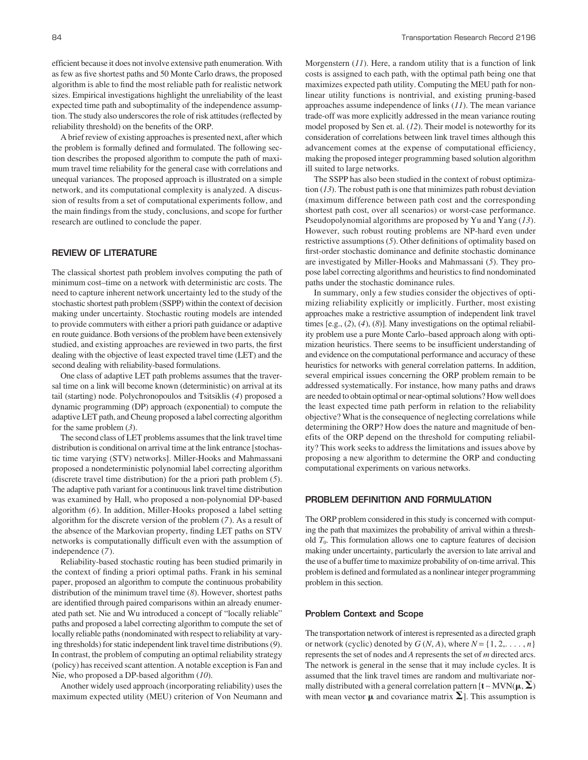efficient because it does not involve extensive path enumeration. With as few as five shortest paths and 50 Monte Carlo draws, the proposed algorithm is able to find the most reliable path for realistic network sizes. Empirical investigations highlight the unreliability of the least expected time path and suboptimality of the independence assumption. The study also underscores the role of risk attitudes (reflected by reliability threshold) on the benefits of the ORP.

A brief review of existing approaches is presented next, after which the problem is formally defined and formulated. The following section describes the proposed algorithm to compute the path of maximum travel time reliability for the general case with correlations and unequal variances. The proposed approach is illustrated on a simple network, and its computational complexity is analyzed. A discussion of results from a set of computational experiments follow, and the main findings from the study, conclusions, and scope for further research are outlined to conclude the paper.

## REVIEW OF LITERATURE

The classical shortest path problem involves computing the path of minimum cost–time on a network with deterministic arc costs. The need to capture inherent network uncertainty led to the study of the stochastic shortest path problem (SSPP) within the context of decision making under uncertainty. Stochastic routing models are intended to provide commuters with either a priori path guidance or adaptive en route guidance. Both versions of the problem have been extensively studied, and existing approaches are reviewed in two parts, the first dealing with the objective of least expected travel time (LET) and the second dealing with reliability-based formulations.

One class of adaptive LET path problems assumes that the traversal time on a link will become known (deterministic) on arrival at its tail (starting) node. Polychronopoulos and Tsitsiklis (*4*) proposed a dynamic programming (DP) approach (exponential) to compute the adaptive LET path, and Cheung proposed a label correcting algorithm for the same problem (*3*).

The second class of LET problems assumes that the link travel time distribution is conditional on arrival time at the link entrance [stochastic time varying (STV) networks]. Miller-Hooks and Mahmassani proposed a nondeterministic polynomial label correcting algorithm (discrete travel time distribution) for the a priori path problem (*5*). The adaptive path variant for a continuous link travel time distribution was examined by Hall, who proposed a non-polynomial DP-based algorithm (*6*). In addition, Miller-Hooks proposed a label setting algorithm for the discrete version of the problem (*7*). As a result of the absence of the Markovian property, finding LET paths on STV networks is computationally difficult even with the assumption of independence (*7*).

Reliability-based stochastic routing has been studied primarily in the context of finding a priori optimal paths. Frank in his seminal paper, proposed an algorithm to compute the continuous probability distribution of the minimum travel time (*8*). However, shortest paths are identified through paired comparisons within an already enumerated path set. Nie and Wu introduced a concept of "locally reliable" paths and proposed a label correcting algorithm to compute the set of locally reliable paths (nondominated with respect to reliability at varying thresholds) for static independent link travel time distributions (*9*). In contrast, the problem of computing an optimal reliability strategy (policy) has received scant attention. A notable exception is Fan and Nie, who proposed a DP-based algorithm (*10*).

Another widely used approach (incorporating reliability) uses the maximum expected utility (MEU) criterion of Von Neumann and Morgenstern (*11*). Here, a random utility that is a function of link costs is assigned to each path, with the optimal path being one that maximizes expected path utility. Computing the MEU path for nonlinear utility functions is nontrivial, and existing pruning-based approaches assume independence of links (*11*). The mean variance trade-off was more explicitly addressed in the mean variance routing model proposed by Sen et. al. (*12*). Their model is noteworthy for its consideration of correlations between link travel times although this advancement comes at the expense of computational efficiency, making the proposed integer programming based solution algorithm ill suited to large networks.

The SSPP has also been studied in the context of robust optimization (*13*). The robust path is one that minimizes path robust deviation (maximum difference between path cost and the corresponding shortest path cost, over all scenarios) or worst-case performance. Pseudopolynomial algorithms are proposed by Yu and Yang (*13*). However, such robust routing problems are NP-hard even under restrictive assumptions (*5*). Other definitions of optimality based on first-order stochastic dominance and definite stochastic dominance are investigated by Miller-Hooks and Mahmassani (*5*). They propose label correcting algorithms and heuristics to find nondominated paths under the stochastic dominance rules.

In summary, only a few studies consider the objectives of optimizing reliability explicitly or implicitly. Further, most existing approaches make a restrictive assumption of independent link travel times [e.g., (*2*), (*4*), (*8*)]. Many investigations on the optimal reliability problem use a pure Monte Carlo–based approach along with optimization heuristics. There seems to be insufficient understanding of and evidence on the computational performance and accuracy of these heuristics for networks with general correlation patterns. In addition, several empirical issues concerning the ORP problem remain to be addressed systematically. For instance, how many paths and draws are needed to obtain optimal or near-optimal solutions? How well does the least expected time path perform in relation to the reliability objective? What is the consequence of neglecting correlations while determining the ORP? How does the nature and magnitude of benefits of the ORP depend on the threshold for computing reliability? This work seeks to address the limitations and issues above by proposing a new algorithm to determine the ORP and conducting computational experiments on various networks.

## PROBLEM DEFINITION AND FORMULATION

The ORP problem considered in this study is concerned with computing the path that maximizes the probability of arrival within a threshold $T_0$. This formulation allows one to capture features of decision making under uncertainty, particularly the aversion to late arrival and the use of a buffer time to maximize probability of on-time arrival. This problem is defined and formulated as a nonlinear integer programming problem in this section.

### Problem Context and Scope

The transportation network of interest is represented as a directed graph or network (cyclic) denoted by $G(N, A)$, where $N = \{1, 2, \ldots, n\}$ represents the set of nodes and $A$ represents the set of $m$ directed arcs. The network is general in the sense that it may include cycles. It is assumed that the link travel times are random and multivariate normally distributed with a general correlation pattern [$\mathbf{t} \sim \text{MVN}(\boldsymbol{\mu}, \boldsymbol{\Sigma})$ with mean vector $\boldsymbol{\mu}$ and covariance matrix $\boldsymbol{\Sigma}$]. This assumption is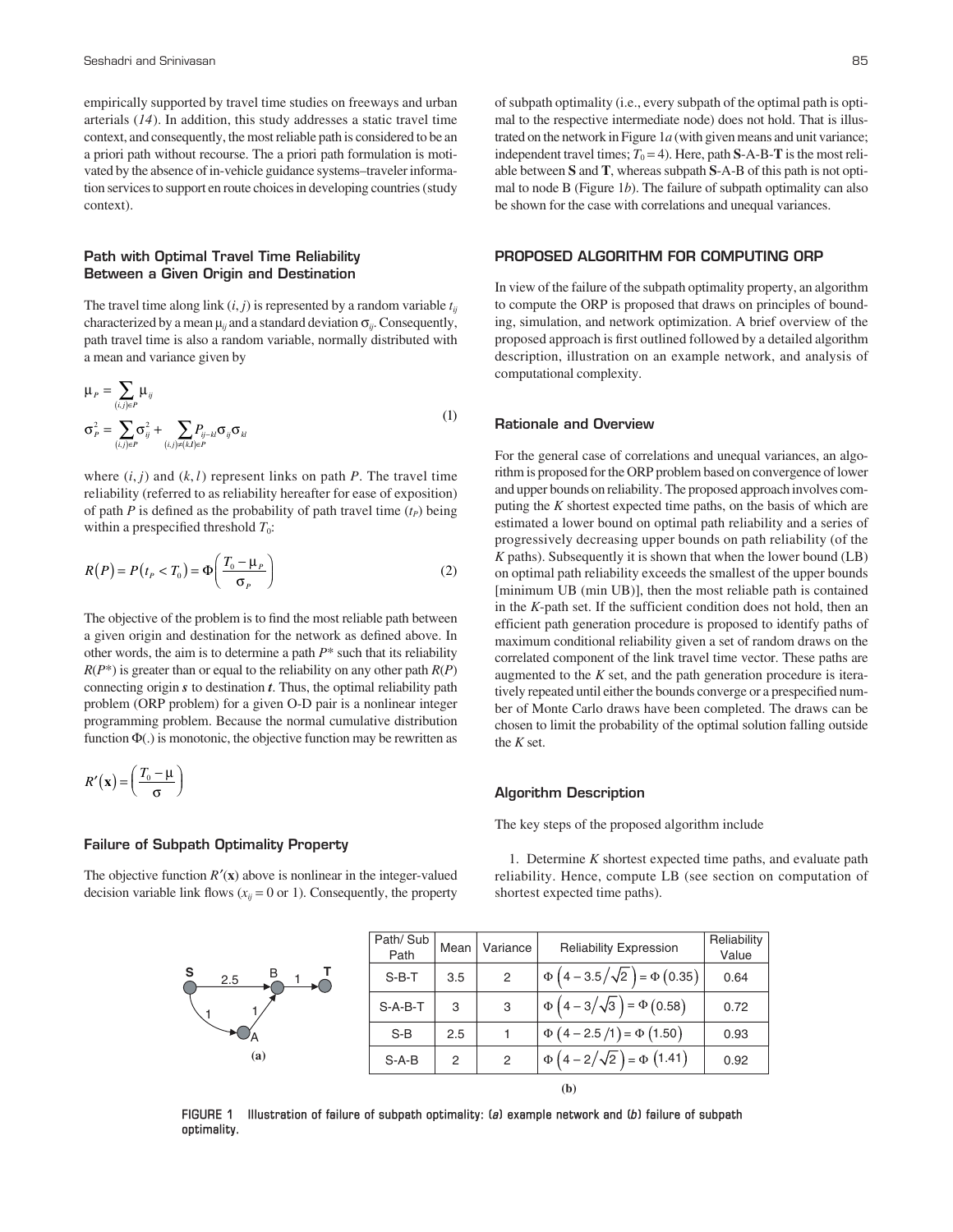empirically supported by travel time studies on freeways and urban arterials (*14*). In addition, this study addresses a static travel time context, and consequently, the most reliable path is considered to be an a priori path without recourse. The a priori path formulation is motivated by the absence of in-vehicle guidance systems–traveler information services to support en route choices in developing countries (study context).

### Path with Optimal Travel Time Reliability Between a Given Origin and Destination

The travel time along link $(i, j)$ is represented by a random variable $t_{ij}$ characterized by a mean $\mu_{ij}$ and a standard deviation $\sigma_{ij}$. Consequently, path travel time is also a random variable, normally distributed with a mean and variance given by

$$
\begin{aligned}
\mu_P &= \sum_{(i,j)\in P} \mu_{ij} \\
\sigma_P^2 &= \sum_{(i,j)\in P} \sigma_{ij}^2 + \sum_{(i,j)\neq(k,l)\in P} P_{ij-kl}\sigma_{ij}\sigma_{kl}
\end{aligned}
\tag{1}
$$

where $(i, j)$ and $(k, l)$ represent links on path $P$. The travel time reliability (referred to as reliability hereafter for ease of exposition) of path $P$ is defined as the probability of path travel time ($t_P$) being within a prespecified threshold $T_0$:

$$
R(P) = P(t_P < T_0) = \Phi\left(\frac{T_0 - \mu_P}{\sigma_P}\right) \tag{2}
$$

The objective of the problem is to find the most reliable path between a given origin and destination for the network as defined above. In other words, the aim is to determine a path $P^*$ such that its reliability $R(P^*)$ is greater than or equal to the reliability on any other path $R(P)$ connecting origin ***s*** to destination ***t***. Thus, the optimal reliability path problem (ORP problem) for a given O-D pair is a nonlinear integer programming problem. Because the normal cumulative distribution function $\Phi(.)$ is monotonic, the objective function may be rewritten as

$$
R'(\mathbf{x}) = \left(\frac{T_0 - \mu}{\sigma}\right)
$$

### Failure of Subpath Optimality Property

The objective function $R'(\mathbf{x})$ above is nonlinear in the integer-valued decision variable link flows ($x_{ij} = 0$ or 1). Consequently, the property of subpath optimality (i.e., every subpath of the optimal path is optimal to the respective intermediate node) does not hold. That is illustrated on the network in Figure 1*a* (with given means and unit variance; independent travel times; $T_0 = 4$). Here, path **S**-A-B-**T** is the most reliable between **S** and **T**, whereas subpath **S**-A-B of this path is not optimal to node B (Figure 1*b*). The failure of subpath optimality can also be shown for the case with correlations and unequal variances.

## PROPOSED ALGORITHM FOR COMPUTING ORP

In view of the failure of the subpath optimality property, an algorithm to compute the ORP is proposed that draws on principles of bounding, simulation, and network optimization. A brief overview of the proposed approach is first outlined followed by a detailed algorithm description, illustration on an example network, and analysis of computational complexity.

### Rationale and Overview

For the general case of correlations and unequal variances, an algorithm is proposed for the ORP problem based on convergence of lower and upper bounds on reliability. The proposed approach involves computing the *K* shortest expected time paths, on the basis of which are estimated a lower bound on optimal path reliability and a series of progressively decreasing upper bounds on path reliability (of the *K* paths). Subsequently it is shown that when the lower bound (LB) on optimal path reliability exceeds the smallest of the upper bounds [minimum UB (min UB)], then the most reliable path is contained in the *K*-path set. If the sufficient condition does not hold, then an efficient path generation procedure is proposed to identify paths of maximum conditional reliability given a set of random draws on the correlated component of the link travel time vector. These paths are augmented to the *K* set, and the path generation procedure is iteratively repeated until either the bounds converge or a prespecified number of Monte Carlo draws have been completed. The draws can be chosen to limit the probability of the optimal solution falling outside the *K* set.

### Algorithm Description

The key steps of the proposed algorithm include

1. Determine *K* shortest expected time paths, and evaluate path reliability. Hence, compute LB (see section on computation of shortest expected time paths).

(a)

| Path/ Sub Path | Mean | Variance | Reliability Expression | Reliability Value |
|---|---|---|---|---|
| S-B-T | 3.5 | 2 | $\Phi\left(4 - 3.5/\sqrt{2}\right) = \Phi(0.35)$ | 0.64 |
| S-A-B-T | 3 | 3 | $\Phi\left(4 - 3/\sqrt{3}\right) = \Phi(0.58)$ | 0.72 |
| S-B | 2.5 | 1 | $\Phi\left(4 - 2.5/1\right) = \Phi(1.50)$ | 0.93 |
| S-A-B | 2 | 2 | $\Phi\left(4 - 2/\sqrt{2}\right) = \Phi(1.41)$ | 0.92 |

(b)

FIGURE 1 Illustration of failure of subpath optimality: (*a*) example network and (*b*) failure of subpath optimality.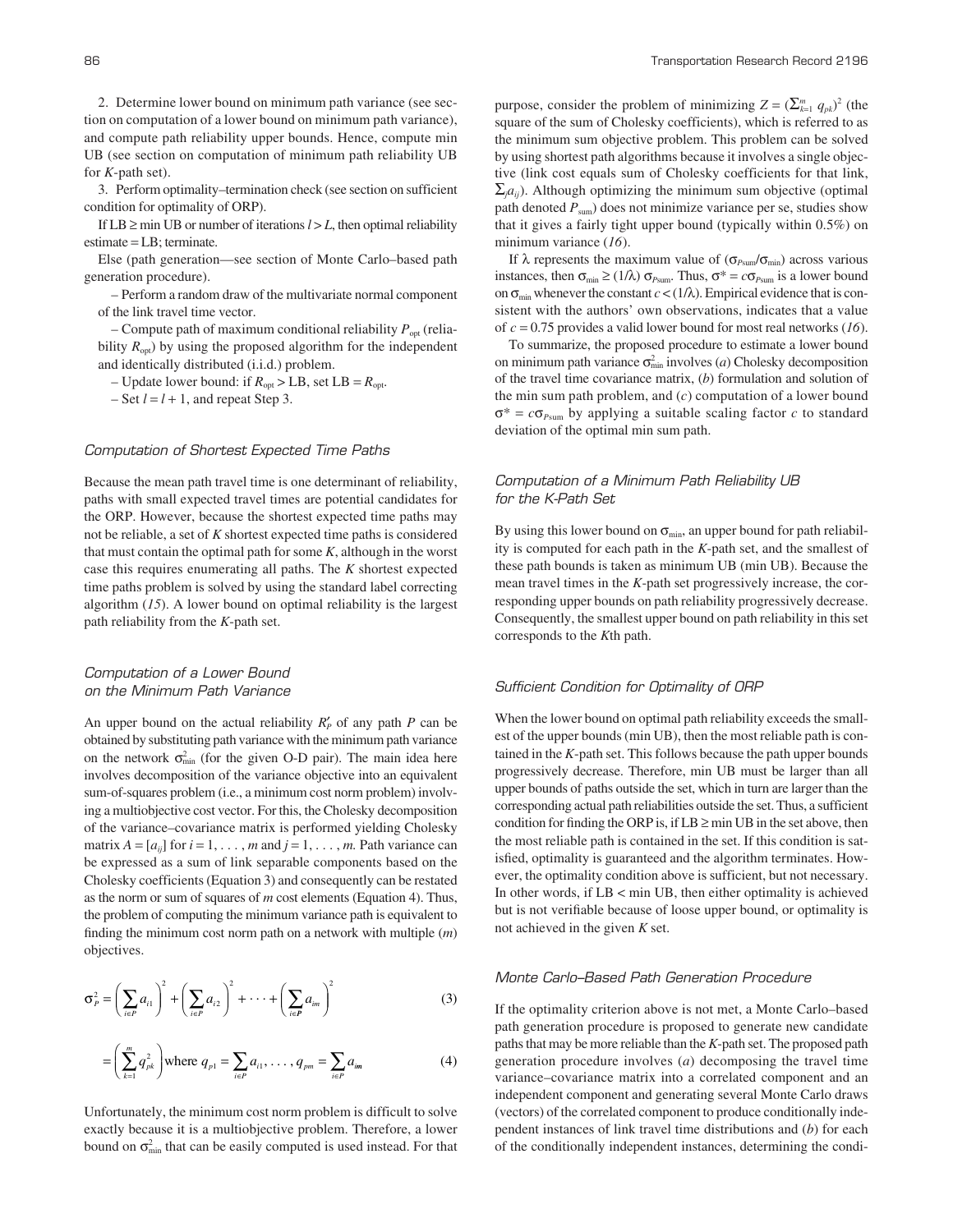2. Determine lower bound on minimum path variance (see section on computation of a lower bound on minimum path variance), and compute path reliability upper bounds. Hence, compute min UB (see section on computation of minimum path reliability UB for *K*-path set).

3. Perform optimality–termination check (see section on sufficient condition for optimality of ORP).

If LB ≥ min UB or number of iterations $l > L$, then optimal reliability estimate = LB; terminate.

Else (path generation—see section of Monte Carlo–based path generation procedure).

– Perform a random draw of the multivariate normal component of the link travel time vector.

– Compute path of maximum conditional reliability $P_{\text{opt}}$ (reliability $R_{\text{opt}}$) by using the proposed algorithm for the independent and identically distributed (i.i.d.) problem.

– Update lower bound: if $R_{\text{opt}} > \text{LB}$, set $\text{LB} = R_{\text{opt}}$.

– Set $l = l + 1$, and repeat Step 3.

### Computation of Shortest Expected Time Paths

Because the mean path travel time is one determinant of reliability, paths with small expected travel times are potential candidates for the ORP. However, because the shortest expected time paths may not be reliable, a set of *K* shortest expected time paths is considered that must contain the optimal path for some *K*, although in the worst case this requires enumerating all paths. The *K* shortest expected time paths problem is solved by using the standard label correcting algorithm (*15*). A lower bound on optimal reliability is the largest path reliability from the *K*-path set.

### Computation of a Lower Bound on the Minimum Path Variance

An upper bound on the actual reliability $R'_P$ of any path *P* can be obtained by substituting path variance with the minimum path variance on the network $\sigma^2_{\min}$ (for the given O-D pair). The main idea here involves decomposition of the variance objective into an equivalent sum-of-squares problem (i.e., a minimum cost norm problem) involving a multiobjective cost vector. For this, the Cholesky decomposition of the variance–covariance matrix is performed yielding Cholesky matrix $A = [a_{ij}]$ for $i = 1, \ldots, m$ and $j = 1, \ldots, m$. Path variance can be expressed as a sum of link separable components based on the Cholesky coefficients (Equation 3) and consequently can be restated as the norm or sum of squares of *m* cost elements (Equation 4). Thus, the problem of computing the minimum variance path is equivalent to finding the minimum cost norm path on a network with multiple (*m*) objectives.

$$\sigma_P^2 = \left(\sum_{i \in P} a_{i1}\right)^2 + \left(\sum_{i \in P} a_{i2}\right)^2 + \cdots + \left(\sum_{i \in \boldsymbol{P}} a_{im}\right)^2 \tag{3}$$

$$= \left(\sum_{k=1}^{m} q_{pk}^2\right) \text{where } q_{p1} = \sum_{i \in P} a_{i1}, \ldots, q_{pm} = \sum_{i \in P} a_{\boldsymbol{im}} \tag{4}$$

Unfortunately, the minimum cost norm problem is difficult to solve exactly because it is a multiobjective problem. Therefore, a lower bound on $\sigma^2_{\min}$ that can be easily computed is used instead. For that purpose, consider the problem of minimizing $Z = (\sum_{k=1}^{m} q_{pk})^2$ (the square of the sum of Cholesky coefficients), which is referred to as the minimum sum objective problem. This problem can be solved by using shortest path algorithms because it involves a single objective (link cost equals sum of Cholesky coefficients for that link, $\sum_j a_{ij}$). Although optimizing the minimum sum objective (optimal path denoted $P_{\text{sum}}$) does not minimize variance per se, studies show that it gives a fairly tight upper bound (typically within 0.5%) on minimum variance (*16*).

If $\lambda$ represents the maximum value of $(\sigma_{P\text{sum}}/\sigma_{\min})$ across various instances, then $\sigma_{\min} \geq (1/\lambda)\, \sigma_{P\text{sum}}$. Thus, $\sigma^* = c\sigma_{P\text{sum}}$ is a lower bound on $\sigma_{\min}$ whenever the constant $c < (1/\lambda)$. Empirical evidence that is consistent with the authors' own observations, indicates that a value of $c = 0.75$ provides a valid lower bound for most real networks (*16*).

To summarize, the proposed procedure to estimate a lower bound on minimum path variance $\sigma^2_{\min}$ involves (*a*) Cholesky decomposition of the travel time covariance matrix, (*b*) formulation and solution of the min sum path problem, and (*c*) computation of a lower bound $\sigma^* = c\sigma_{P\text{sum}}$ by applying a suitable scaling factor *c* to standard deviation of the optimal min sum path.

### Computation of a Minimum Path Reliability UB for the K-Path Set

By using this lower bound on $\sigma_{\min}$, an upper bound for path reliability is computed for each path in the *K*-path set, and the smallest of these path bounds is taken as minimum UB (min UB). Because the mean travel times in the *K*-path set progressively increase, the corresponding upper bounds on path reliability progressively decrease. Consequently, the smallest upper bound on path reliability in this set corresponds to the *K*th path.

### Sufficient Condition for Optimality of ORP

When the lower bound on optimal path reliability exceeds the smallest of the upper bounds (min UB), then the most reliable path is contained in the *K*-path set. This follows because the path upper bounds progressively decrease. Therefore, min UB must be larger than all upper bounds of paths outside the set, which in turn are larger than the corresponding actual path reliabilities outside the set. Thus, a sufficient condition for finding the ORP is, if LB ≥ min UB in the set above, then the most reliable path is contained in the set. If this condition is satisfied, optimality is guaranteed and the algorithm terminates. However, the optimality condition above is sufficient, but not necessary. In other words, if LB < min UB, then either optimality is achieved but is not verifiable because of loose upper bound, or optimality is not achieved in the given *K* set.

### Monte Carlo–Based Path Generation Procedure

If the optimality criterion above is not met, a Monte Carlo–based path generation procedure is proposed to generate new candidate paths that may be more reliable than the *K*-path set. The proposed path generation procedure involves (*a*) decomposing the travel time variance–covariance matrix into a correlated component and an independent component and generating several Monte Carlo draws (vectors) of the correlated component to produce conditionally independent instances of link travel time distributions and (*b*) for each of the conditionally independent instances, determining the condi-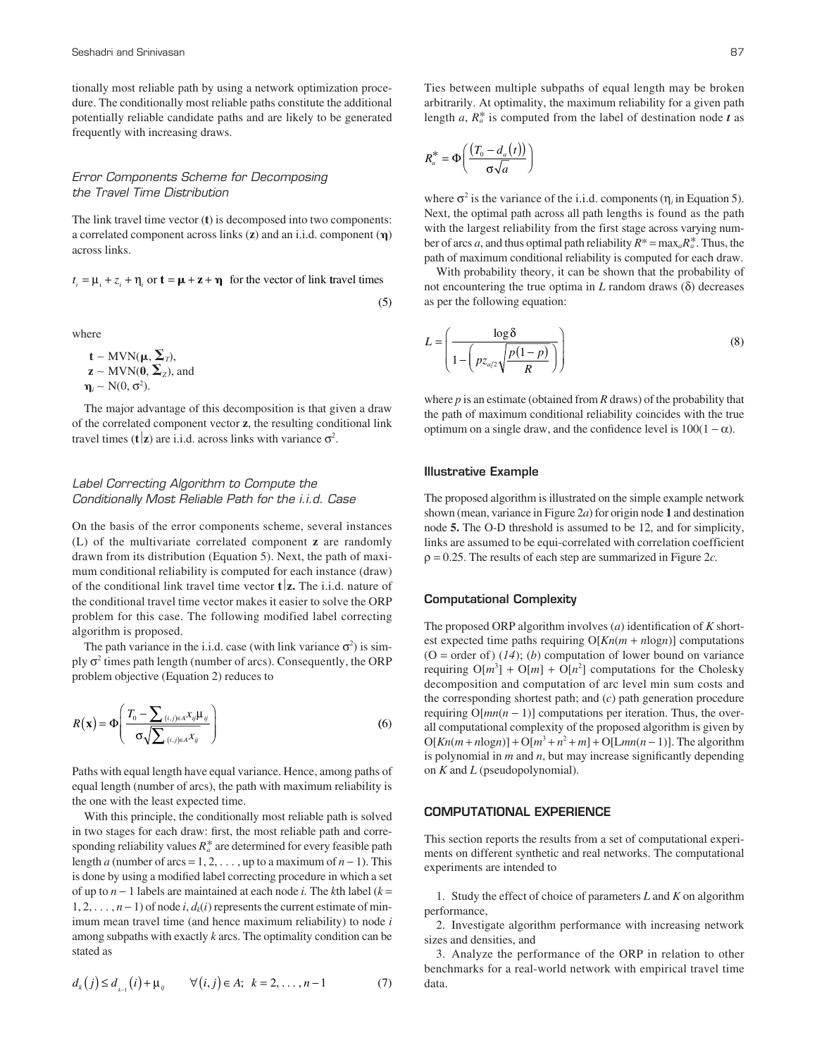tionally most reliable path by using a network optimization procedure. The conditionally most reliable paths constitute the additional potentially reliable candidate paths and are likely to be generated frequently with increasing draws.

### *Error Components Scheme for Decomposing the Travel Time Distribution*

The link travel time vector ($\mathbf{t}$) is decomposed into two components: a correlated component across links ($\mathbf{z}$) and an i.i.d. component ($\boldsymbol{\eta}$) across links.

$$t_i = \mu_i + z_i + \eta_i \text{ or } \mathbf{t} = \boldsymbol{\mu} + \mathbf{z} + \boldsymbol{\eta} \quad \text{for the vector of link travel times} \tag{5}$$

where

$\mathbf{t} \sim \text{MVN}(\boldsymbol{\mu}, \boldsymbol{\Sigma}_T)$,
$\mathbf{z} \sim \text{MVN}(\mathbf{0}, \boldsymbol{\Sigma}_Z)$, and
$\boldsymbol{\eta}_i \sim \text{N}(0, \sigma^2)$.

The major advantage of this decomposition is that given a draw of the correlated component vector $\mathbf{z}$, the resulting conditional link travel times ($\mathbf{t}|\mathbf{z}$) are i.i.d. across links with variance $\sigma^2$.

### *Label Correcting Algorithm to Compute the Conditionally Most Reliable Path for the i.i.d. Case*

On the basis of the error components scheme, several instances (L) of the multivariate correlated component $\mathbf{z}$ are randomly drawn from its distribution (Equation 5). Next, the path of maximum conditional reliability is computed for each instance (draw) of the conditional link travel time vector $\mathbf{t}|\mathbf{z}$. The i.i.d. nature of the conditional travel time vector makes it easier to solve the ORP problem for this case. The following modified label correcting algorithm is proposed.

The path variance in the i.i.d. case (with link variance $\sigma^2$) is simply $\sigma^2$ times path length (number of arcs). Consequently, the ORP problem objective (Equation 2) reduces to

$$R(\mathbf{x}) = \Phi\left(\frac{T_0 - \sum_{(i,j)\in A} x_{ij}\mu_{ij}}{\sigma\sqrt{\sum_{(i,j)\in A} x_{ij}}}\right) \tag{6}$$

Paths with equal length have equal variance. Hence, among paths of equal length (number of arcs), the path with maximum reliability is the one with the least expected time.

With this principle, the conditionally most reliable path is solved in two stages for each draw: first, the most reliable path and corresponding reliability values $R_a^*$ are determined for every feasible path length $a$ (number of arcs = 1, 2, . . . , up to a maximum of $n - 1$). This is done by using a modified label correcting procedure in which a set of up to $n - 1$ labels are maintained at each node $i$. The $k$th label ($k$ = 1, 2, . . . , $n - 1$) of node $i$, $d_k(i)$ represents the current estimate of minimum mean travel time (and hence maximum reliability) to node $i$ among subpaths with exactly $k$ arcs. The optimality condition can be stated as

$$d_k(j) \leq d_{k-1}(i) + \mu_{ij} \qquad \forall (i,j) \in A; \;\; k = 2, \ldots, n-1 \tag{7}$$

Ties between multiple subpaths of equal length may be broken arbitrarily. At optimality, the maximum reliability for a given path length $a$, $R_a^*$ is computed from the label of destination node $\boldsymbol{t}$ as

$$R_a^* = \Phi\left(\frac{\left(T_0 - d_a(t)\right)}{\sigma\sqrt{a}}\right)$$

where $\sigma^2$ is the variance of the i.i.d. components ($\eta_i$ in Equation 5). Next, the optimal path across all path lengths is found as the path with the largest reliability from the first stage across varying number of arcs $a$, and thus optimal path reliability $R^* = \max_a R_a^*$. Thus, the path of maximum conditional reliability is computed for each draw.

With probability theory, it can be shown that the probability of not encountering the true optima in $L$ random draws ($\delta$) decreases as per the following equation:

$$L = \left(\frac{\log\delta}{1 - \left(pz_{\alpha/2}\sqrt{\dfrac{p(1-p)}{R}}\right)}\right) \tag{8}$$

where $p$ is an estimate (obtained from $R$ draws) of the probability that the path of maximum conditional reliability coincides with the true optimum on a single draw, and the confidence level is $100(1 - \alpha)$.

#### Illustrative Example

The proposed algorithm is illustrated on the simple example network shown (mean, variance in Figure 2*a*) for origin node **1** and destination node **5.** The O-D threshold is assumed to be 12, and for simplicity, links are assumed to be equi-correlated with correlation coefficient $\rho = 0.25$. The results of each step are summarized in Figure 2*c*.

#### Computational Complexity

The proposed ORP algorithm involves (*a*) identification of $K$ shortest expected time paths requiring $O[Kn(m + n\log n)]$ computations (O = order of) (*14*); (*b*) computation of lower bound on variance requiring $O[m^3] + O[m] + O[n^2]$ computations for the Cholesky decomposition and computation of arc level min sum costs and the corresponding shortest path; and (*c*) path generation procedure requiring $O[mn(n - 1)]$ computations per iteration. Thus, the overall computational complexity of the proposed algorithm is given by $O[Kn(m + n\log n)] + O[m^3 + n^2 + m] + O[Lmn(n - 1)]$. The algorithm is polynomial in $m$ and $n$, but may increase significantly depending on $K$ and $L$ (pseudopolynomial).

## COMPUTATIONAL EXPERIENCE

This section reports the results from a set of computational experiments on different synthetic and real networks. The computational experiments are intended to

1. Study the effect of choice of parameters $L$ and $K$ on algorithm performance,

2. Investigate algorithm performance with increasing network sizes and densities, and

3. Analyze the performance of the ORP in relation to other benchmarks for a real-world network with empirical travel time data.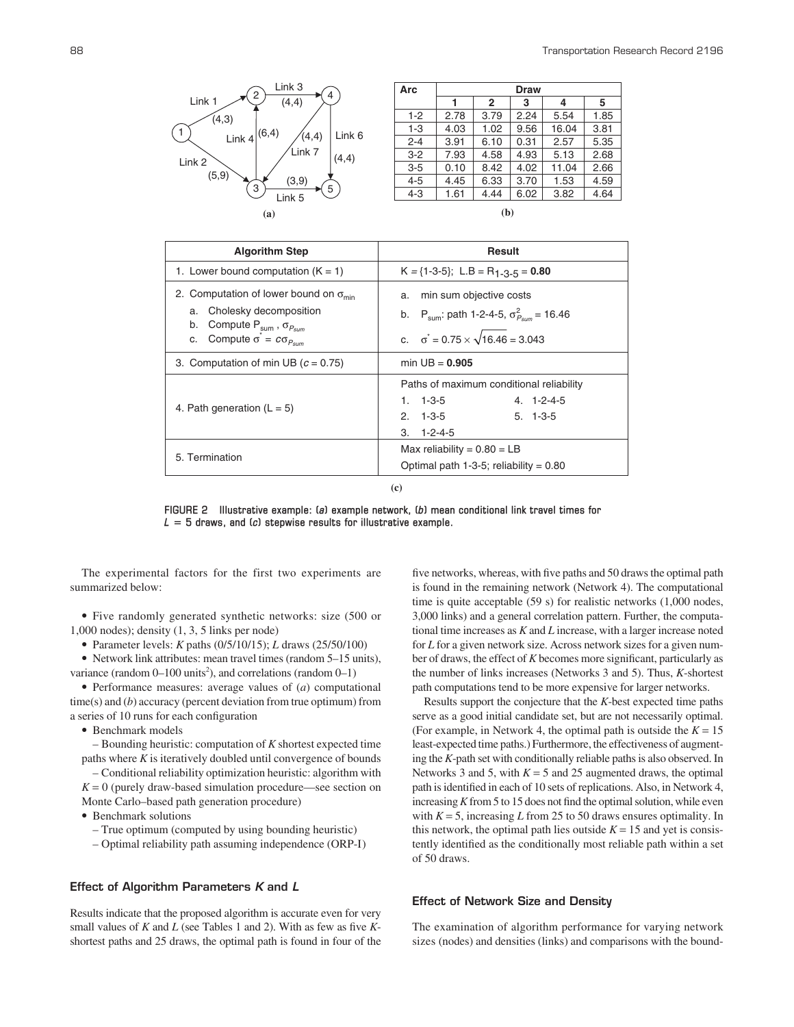(a)

| Arc | Draw | | | | |
|---|---|---|---|---|---|
| | 1 | 2 | 3 | 4 | 5 |
| 1-2 | 2.78 | 3.79 | 2.24 | 5.54 | 1.85 |
| 1-3 | 4.03 | 1.02 | 9.56 | 16.04 | 3.81 |
| 2-4 | 3.91 | 6.10 | 0.31 | 2.57 | 5.35 |
| 3-2 | 7.93 | 4.58 | 4.93 | 5.13 | 2.68 |
| 3-5 | 0.10 | 8.42 | 4.02 | 11.04 | 2.66 |
| 4-5 | 4.45 | 6.33 | 3.70 | 1.53 | 4.59 |
| 4-3 | 1.61 | 4.44 | 6.02 | 3.82 | 4.64 |

(b)

| Algorithm Step | Result |
|---|---|
| 1. Lower bound computation (K = 1) | K = {1-3-5}; L.B = $R_{1\text{-}3\text{-}5}$ = **0.80** |
| 2. Computation of lower bound on $\sigma_{min}$<br>a. Cholesky decomposition<br>b. Compute $P_{sum}$, $\sigma_{P_{sum}}$<br>c. Compute $\sigma^* = c\sigma_{P_{sum}}$ | a. min sum objective costs<br>b. $P_{sum}$: path 1-2-4-5, $\sigma^2_{P_{sum}} = 16.46$<br>c. $\sigma^* = 0.75 \times \sqrt{16.46} = 3.043$ |
| 3. Computation of min UB (c = 0.75) | min UB = **0.905** |
| 4. Path generation (L = 5) | Paths of maximum conditional reliability<br>1. 1-3-5<br>2. 1-3-5<br>3. 1-2-4-5<br>4. 1-2-4-5<br>5. 1-3-5 |
| 5. Termination | Max reliability = 0.80 = LB<br>Optimal path 1-3-5; reliability = 0.80 |

(c)

FIGURE 2 Illustrative example: (a) example network, (b) mean conditional link travel times for $L = 5$ draws, and (c) stepwise results for illustrative example.

The experimental factors for the first two experiments are summarized below:

- Five randomly generated synthetic networks: size (500 or 1,000 nodes); density (1, 3, 5 links per node)
- Parameter levels: *K* paths (0/5/10/15); *L* draws (25/50/100)
- Network link attributes: mean travel times (random 5–15 units), variance (random 0–100 units$^2$), and correlations (random 0–1)
- Performance measures: average values of (*a*) computational time(s) and (*b*) accuracy (percent deviation from true optimum) from a series of 10 runs for each configuration
- Benchmark models
  - Bounding heuristic: computation of *K* shortest expected time paths where *K* is iteratively doubled until convergence of bounds
  - Conditional reliability optimization heuristic: algorithm with $K = 0$ (purely draw-based simulation procedure—see section on Monte Carlo–based path generation procedure)
- Benchmark solutions
  - True optimum (computed by using bounding heuristic)
  - Optimal reliability path assuming independence (ORP-I)

### Effect of Algorithm Parameters *K* and *L*

Results indicate that the proposed algorithm is accurate even for very small values of *K* and *L* (see Tables 1 and 2). With as few as five *K*-shortest paths and 25 draws, the optimal path is found in four of the five networks, whereas, with five paths and 50 draws the optimal path is found in the remaining network (Network 4). The computational time is quite acceptable (59 s) for realistic networks (1,000 nodes, 3,000 links) and a general correlation pattern. Further, the computational time increases as *K* and *L* increase, with a larger increase noted for *L* for a given network size. Across network sizes for a given number of draws, the effect of *K* becomes more significant, particularly as the number of links increases (Networks 3 and 5). Thus, *K*-shortest path computations tend to be more expensive for larger networks.

Results support the conjecture that the *K*-best expected time paths serve as a good initial candidate set, but are not necessarily optimal. (For example, in Network 4, the optimal path is outside the $K = 15$ least-expected time paths.) Furthermore, the effectiveness of augmenting the *K*-path set with conditionally reliable paths is also observed. In Networks 3 and 5, with $K = 5$ and 25 augmented draws, the optimal path is identified in each of 10 sets of replications. Also, in Network 4, increasing *K* from 5 to 15 does not find the optimal solution, while even with $K = 5$, increasing *L* from 25 to 50 draws ensures optimality. In this network, the optimal path lies outside $K = 15$ and yet is consistently identified as the conditionally most reliable path within a set of 50 draws.

### Effect of Network Size and Density

The examination of algorithm performance for varying network sizes (nodes) and densities (links) and comparisons with the bound-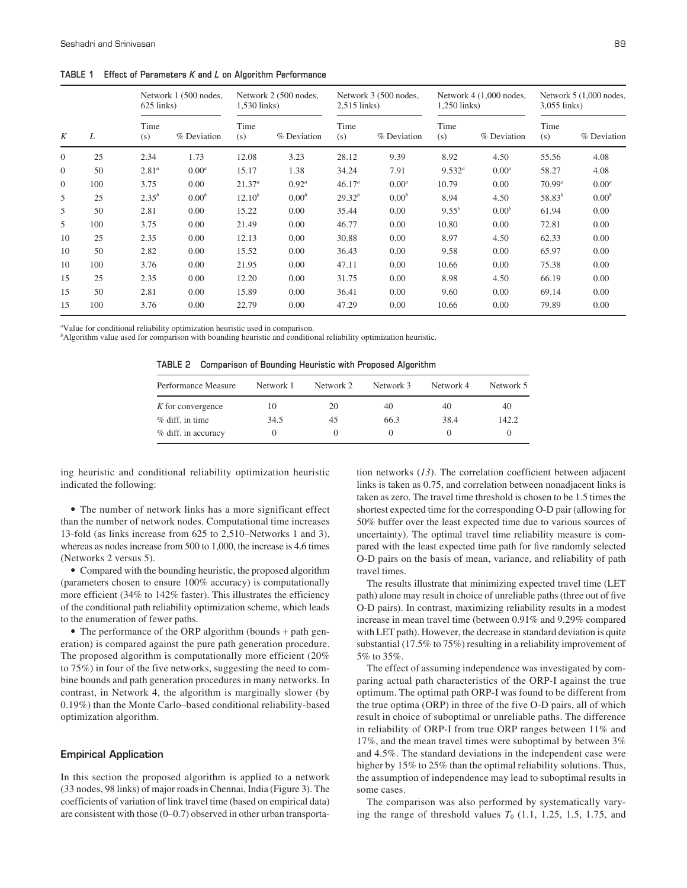**TABLE 1 Effect of Parameters $K$ and $L$ on Algorithm Performance**

| | | Network 1 (500 nodes, 625 links) | | Network 2 (500 nodes, 1,530 links) | | Network 3 (500 nodes, 2,515 links) | | Network 4 (1,000 nodes, 1,250 links) | | Network 5 (1,000 nodes, 3,055 links) | |
|---|---|---|---|---|---|---|---|---|---|---|---|
| $K$ | $L$ | Time (s) | % Deviation | Time (s) | % Deviation | Time (s) | % Deviation | Time (s) | % Deviation | Time (s) | % Deviation |
| 0 | 25 | 2.34 | 1.73 | 12.08 | 3.23 | 28.12 | 9.39 | 8.92 | 4.50 | 55.56 | 4.08 |
| 0 | 50 | 2.81[a] | 0.00[a] | 15.17 | 1.38 | 34.24 | 7.91 | 9.532[a] | 0.00[a] | 58.27 | 4.08 |
| 0 | 100 | 3.75 | 0.00 | 21.37[a] | 0.92[a] | 46.17[a] | 0.00[a] | 10.79 | 0.00 | 70.99[a] | 0.00[a] |
| 5 | 25 | 2.35[b] | 0.00[b] | 12.10[b] | 0.00[b] | 29.32[b] | 0.00[b] | 8.94 | 4.50 | 58.83[b] | 0.00[b] |
| 5 | 50 | 2.81 | 0.00 | 15.22 | 0.00 | 35.44 | 0.00 | 9.55[b] | 0.00[b] | 61.94 | 0.00 |
| 5 | 100 | 3.75 | 0.00 | 21.49 | 0.00 | 46.77 | 0.00 | 10.80 | 0.00 | 72.81 | 0.00 |
| 10 | 25 | 2.35 | 0.00 | 12.13 | 0.00 | 30.88 | 0.00 | 8.97 | 4.50 | 62.33 | 0.00 |
| 10 | 50 | 2.82 | 0.00 | 15.52 | 0.00 | 36.43 | 0.00 | 9.58 | 0.00 | 65.97 | 0.00 |
| 10 | 100 | 3.76 | 0.00 | 21.95 | 0.00 | 47.11 | 0.00 | 10.66 | 0.00 | 75.38 | 0.00 |
| 15 | 25 | 2.35 | 0.00 | 12.20 | 0.00 | 31.75 | 0.00 | 8.98 | 4.50 | 66.19 | 0.00 |
| 15 | 50 | 2.81 | 0.00 | 15.89 | 0.00 | 36.41 | 0.00 | 9.60 | 0.00 | 69.14 | 0.00 |
| 15 | 100 | 3.76 | 0.00 | 22.79 | 0.00 | 47.29 | 0.00 | 10.66 | 0.00 | 79.89 | 0.00 |

[a]Value for conditional reliability optimization heuristic used in comparison.
[b]Algorithm value used for comparison with bounding heuristic and conditional reliability optimization heuristic.

**TABLE 2 Comparison of Bounding Heuristic with Proposed Algorithm**

| Performance Measure | Network 1 | Network 2 | Network 3 | Network 4 | Network 5 |
|---|---|---|---|---|---|
| $K$ for convergence | 10 | 20 | 40 | 40 | 40 |
| % diff. in time | 34.5 | 45 | 66.3 | 38.4 | 142.2 |
| % diff. in accuracy | 0 | 0 | 0 | 0 | 0 |

ing heuristic and conditional reliability optimization heuristic indicated the following:

- The number of network links has a more significant effect than the number of network nodes. Computational time increases 13-fold (as links increase from 625 to 2,510–Networks 1 and 3), whereas as nodes increase from 500 to 1,000, the increase is 4.6 times (Networks 2 versus 5).
- Compared with the bounding heuristic, the proposed algorithm (parameters chosen to ensure 100% accuracy) is computationally more efficient (34% to 142% faster). This illustrates the efficiency of the conditional path reliability optimization scheme, which leads to the enumeration of fewer paths.
- The performance of the ORP algorithm (bounds + path generation) is compared against the pure path generation procedure. The proposed algorithm is computationally more efficient (20% to 75%) in four of the five networks, suggesting the need to combine bounds and path generation procedures in many networks. In contrast, in Network 4, the algorithm is marginally slower (by 0.19%) than the Monte Carlo–based conditional reliability-based optimization algorithm.

## Empirical Application

In this section the proposed algorithm is applied to a network (33 nodes, 98 links) of major roads in Chennai, India (Figure 3). The coefficients of variation of link travel time (based on empirical data) are consistent with those (0–0.7) observed in other urban transportation networks (*13*). The correlation coefficient between adjacent links is taken as 0.75, and correlation between nonadjacent links is taken as zero. The travel time threshold is chosen to be 1.5 times the shortest expected time for the corresponding O-D pair (allowing for 50% buffer over the least expected time due to various sources of uncertainty). The optimal travel time reliability measure is compared with the least expected time path for five randomly selected O-D pairs on the basis of mean, variance, and reliability of path travel times.

The results illustrate that minimizing expected travel time (LET path) alone may result in choice of unreliable paths (three out of five O-D pairs). In contrast, maximizing reliability results in a modest increase in mean travel time (between 0.91% and 9.29% compared with LET path). However, the decrease in standard deviation is quite substantial (17.5% to 75%) resulting in a reliability improvement of 5% to 35%.

The effect of assuming independence was investigated by comparing actual path characteristics of the ORP-I against the true optimum. The optimal path ORP-I was found to be different from the true optima (ORP) in three of the five O-D pairs, all of which result in choice of suboptimal or unreliable paths. The difference in reliability of ORP-I from true ORP ranges between 11% and 17%, and the mean travel times were suboptimal by between 3% and 4.5%. The standard deviations in the independent case were higher by 15% to 25% than the optimal reliability solutions. Thus, the assumption of independence may lead to suboptimal results in some cases.

The comparison was also performed by systematically varying the range of threshold values $T_0$ (1.1, 1.25, 1.5, 1.75, and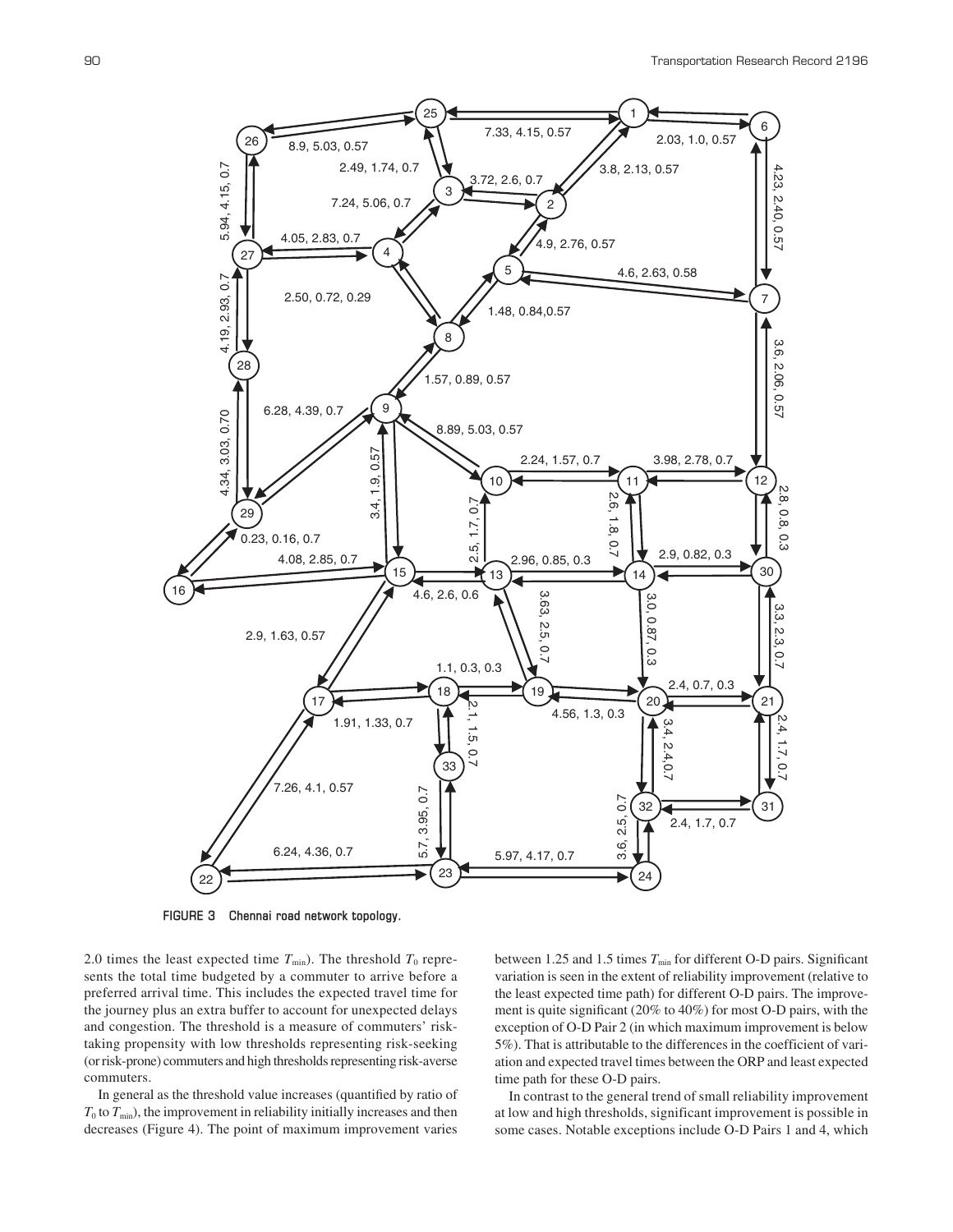FIGURE 3 Chennai road network topology.

2.0 times the least expected time $T_{min}$). The threshold $T_0$ represents the total time budgeted by a commuter to arrive before a preferred arrival time. This includes the expected travel time for the journey plus an extra buffer to account for unexpected delays and congestion. The threshold is a measure of commuters' risk-taking propensity with low thresholds representing risk-seeking (or risk-prone) commuters and high thresholds representing risk-averse commuters.

In general as the threshold value increases (quantified by ratio of $T_0$ to $T_{min}$), the improvement in reliability initially increases and then decreases (Figure 4). The point of maximum improvement varies between 1.25 and 1.5 times $T_{min}$ for different O-D pairs. Significant variation is seen in the extent of reliability improvement (relative to the least expected time path) for different O-D pairs. The improvement is quite significant (20% to 40%) for most O-D pairs, with the exception of O-D Pair 2 (in which maximum improvement is below 5%). That is attributable to the differences in the coefficient of variation and expected travel times between the ORP and least expected time path for these O-D pairs.

In contrast to the general trend of small reliability improvement at low and high thresholds, significant improvement is possible in some cases. Notable exceptions include O-D Pairs 1 and 4, which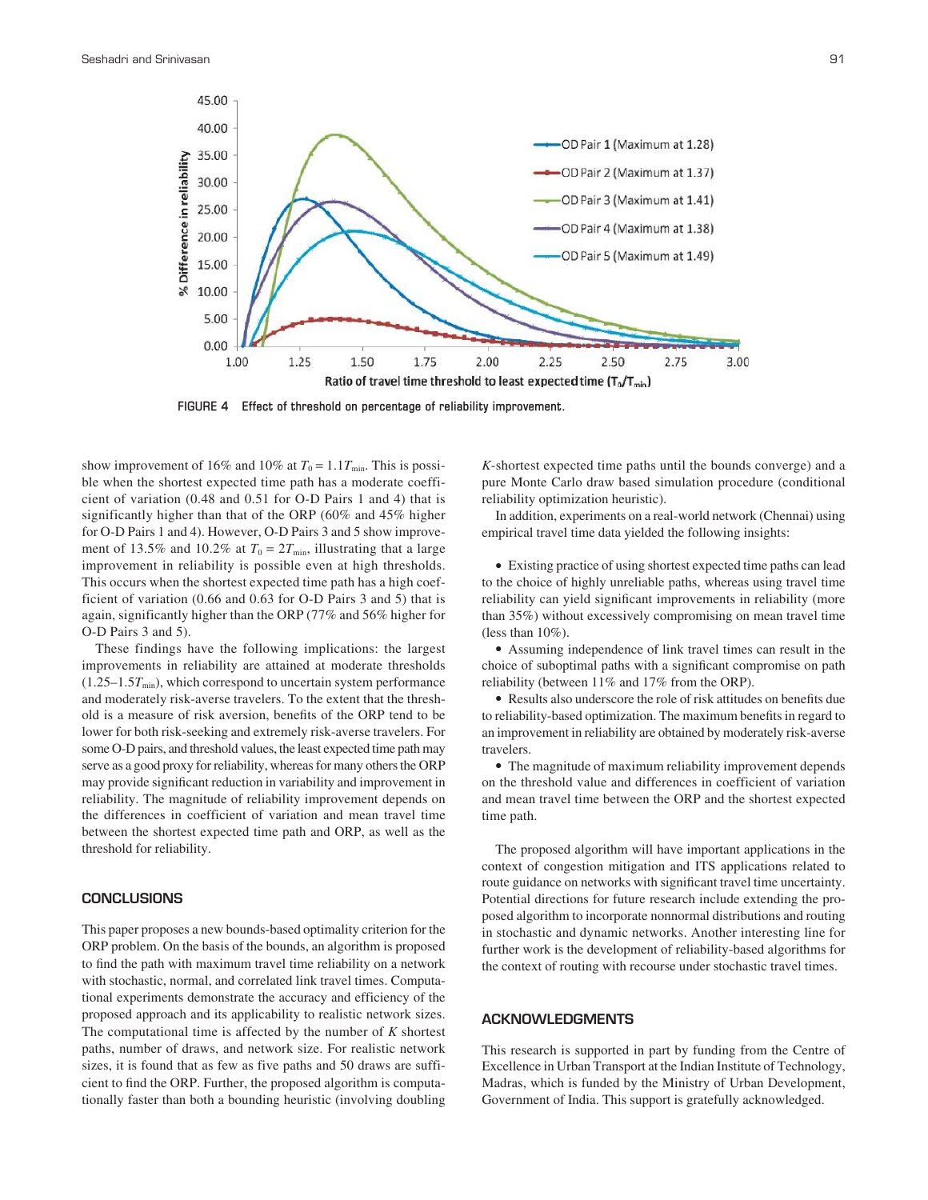FIGURE 4 Effect of threshold on percentage of reliability improvement.

show improvement of 16% and 10% at $T_0 = 1.1T_{\min}$. This is possible when the shortest expected time path has a moderate coefficient of variation (0.48 and 0.51 for O-D Pairs 1 and 4) that is significantly higher than that of the ORP (60% and 45% higher for O-D Pairs 1 and 4). However, O-D Pairs 3 and 5 show improvement of 13.5% and 10.2% at $T_0 = 2T_{\min}$, illustrating that a large improvement in reliability is possible even at high thresholds. This occurs when the shortest expected time path has a high coefficient of variation (0.66 and 0.63 for O-D Pairs 3 and 5) that is again, significantly higher than the ORP (77% and 56% higher for O-D Pairs 3 and 5).

These findings have the following implications: the largest improvements in reliability are attained at moderate thresholds (1.25–1.5$T_{\min}$), which correspond to uncertain system performance and moderately risk-averse travelers. To the extent that the threshold is a measure of risk aversion, benefits of the ORP tend to be lower for both risk-seeking and extremely risk-averse travelers. For some O-D pairs, and threshold values, the least expected time path may serve as a good proxy for reliability, whereas for many others the ORP may provide significant reduction in variability and improvement in reliability. The magnitude of reliability improvement depends on the differences in coefficient of variation and mean travel time between the shortest expected time path and ORP, as well as the threshold for reliability.

## CONCLUSIONS

This paper proposes a new bounds-based optimality criterion for the ORP problem. On the basis of the bounds, an algorithm is proposed to find the path with maximum travel time reliability on a network with stochastic, normal, and correlated link travel times. Computational experiments demonstrate the accuracy and efficiency of the proposed approach and its applicability to realistic network sizes. The computational time is affected by the number of *K* shortest paths, number of draws, and network size. For realistic network sizes, it is found that as few as five paths and 50 draws are sufficient to find the ORP. Further, the proposed algorithm is computationally faster than both a bounding heuristic (involving doubling *K*-shortest expected time paths until the bounds converge) and a pure Monte Carlo draw based simulation procedure (conditional reliability optimization heuristic).

In addition, experiments on a real-world network (Chennai) using empirical travel time data yielded the following insights:

- Existing practice of using shortest expected time paths can lead to the choice of highly unreliable paths, whereas using travel time reliability can yield significant improvements in reliability (more than 35%) without excessively compromising on mean travel time (less than 10%).
- Assuming independence of link travel times can result in the choice of suboptimal paths with a significant compromise on path reliability (between 11% and 17% from the ORP).
- Results also underscore the role of risk attitudes on benefits due to reliability-based optimization. The maximum benefits in regard to an improvement in reliability are obtained by moderately risk-averse travelers.
- The magnitude of maximum reliability improvement depends on the threshold value and differences in coefficient of variation and mean travel time between the ORP and the shortest expected time path.

The proposed algorithm will have important applications in the context of congestion mitigation and ITS applications related to route guidance on networks with significant travel time uncertainty. Potential directions for future research include extending the proposed algorithm to incorporate nonnormal distributions and routing in stochastic and dynamic networks. Another interesting line for further work is the development of reliability-based algorithms for the context of routing with recourse under stochastic travel times.

## ACKNOWLEDGMENTS

This research is supported in part by funding from the Centre of Excellence in Urban Transport at the Indian Institute of Technology, Madras, which is funded by the Ministry of Urban Development, Government of India. This support is gratefully acknowledged.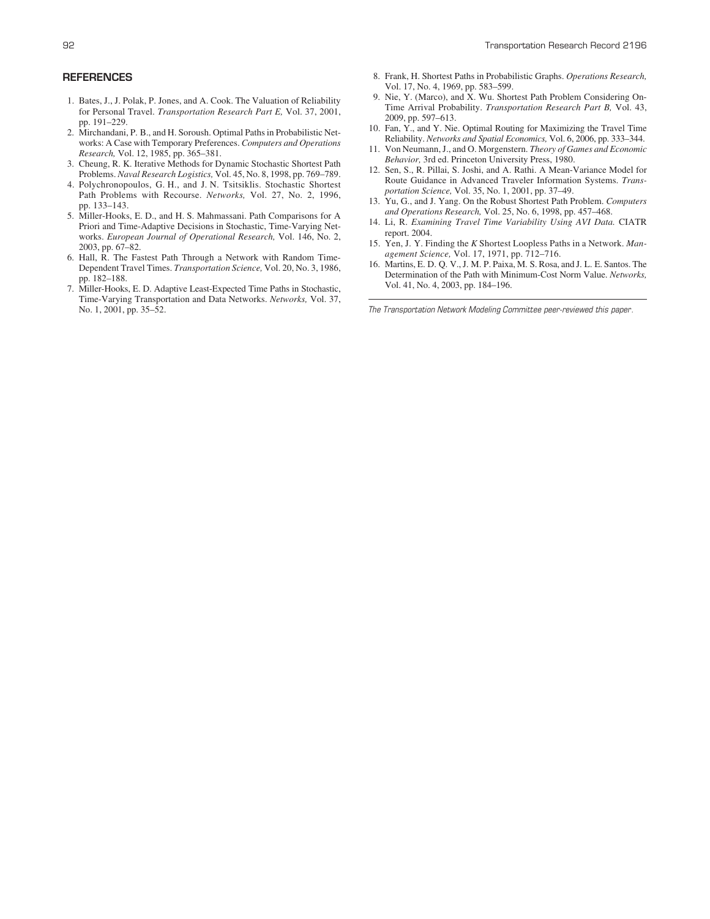## REFERENCES

1. Bates, J., J. Polak, P. Jones, and A. Cook. The Valuation of Reliability for Personal Travel. *Transportation Research Part E,* Vol. 37, 2001, pp. 191–229.
2. Mirchandani, P. B., and H. Soroush. Optimal Paths in Probabilistic Networks: A Case with Temporary Preferences. *Computers and Operations Research,* Vol. 12, 1985, pp. 365–381.
3. Cheung, R. K. Iterative Methods for Dynamic Stochastic Shortest Path Problems. *Naval Research Logistics,* Vol. 45, No. 8, 1998, pp. 769–789.
4. Polychronopoulos, G. H., and J. N. Tsitsiklis. Stochastic Shortest Path Problems with Recourse. *Networks,* Vol. 27, No. 2, 1996, pp. 133–143.
5. Miller-Hooks, E. D., and H. S. Mahmassani. Path Comparisons for A Priori and Time-Adaptive Decisions in Stochastic, Time-Varying Networks. *European Journal of Operational Research,* Vol. 146, No. 2, 2003, pp. 67–82.
6. Hall, R. The Fastest Path Through a Network with Random Time-Dependent Travel Times. *Transportation Science,* Vol. 20, No. 3, 1986, pp. 182–188.
7. Miller-Hooks, E. D. Adaptive Least-Expected Time Paths in Stochastic, Time-Varying Transportation and Data Networks. *Networks,* Vol. 37, No. 1, 2001, pp. 35–52.
8. Frank, H. Shortest Paths in Probabilistic Graphs. *Operations Research,* Vol. 17, No. 4, 1969, pp. 583–599.
9. Nie, Y. (Marco), and X. Wu. Shortest Path Problem Considering On-Time Arrival Probability. *Transportation Research Part B,* Vol. 43, 2009, pp. 597–613.
10. Fan, Y., and Y. Nie. Optimal Routing for Maximizing the Travel Time Reliability. *Networks and Spatial Economics,* Vol. 6, 2006, pp. 333–344.
11. Von Neumann, J., and O. Morgenstern. *Theory of Games and Economic Behavior,* 3rd ed. Princeton University Press, 1980.
12. Sen, S., R. Pillai, S. Joshi, and A. Rathi. A Mean-Variance Model for Route Guidance in Advanced Traveler Information Systems. *Transportation Science,* Vol. 35, No. 1, 2001, pp. 37–49.
13. Yu, G., and J. Yang. On the Robust Shortest Path Problem. *Computers and Operations Research,* Vol. 25, No. 6, 1998, pp. 457–468.
14. Li, R. *Examining Travel Time Variability Using AVI Data.* CIATR report. 2004.
15. Yen, J. Y. Finding the *K* Shortest Loopless Paths in a Network. *Management Science,* Vol. 17, 1971, pp. 712–716.
16. Martins, E. D. Q. V., J. M. P. Paixa, M. S. Rosa, and J. L. E. Santos. The Determination of the Path with Minimum-Cost Norm Value. *Networks,* Vol. 41, No. 4, 2003, pp. 184–196.

*The Transportation Network Modeling Committee peer-reviewed this paper.*